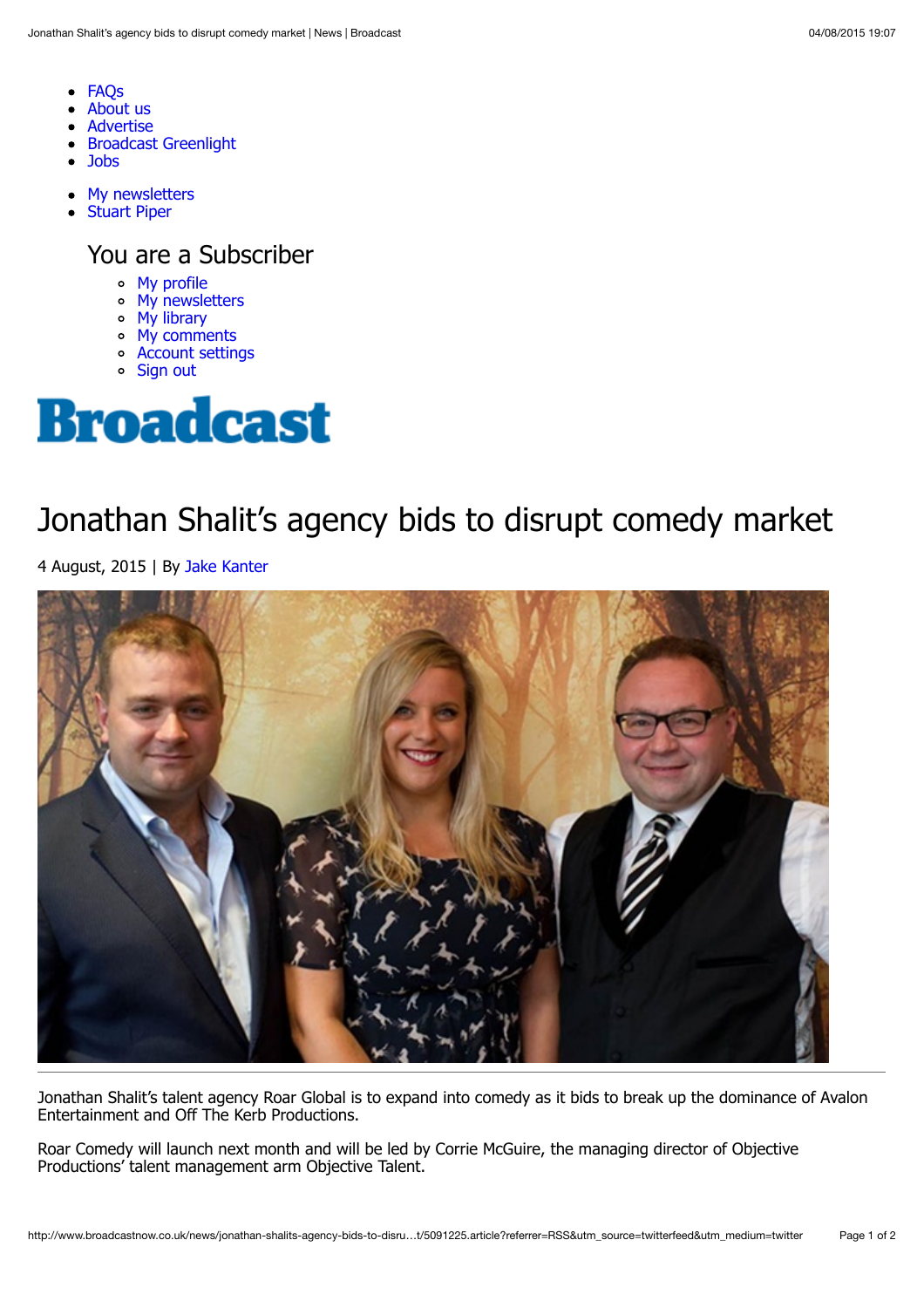- FAQs
- About us
- Advertise
- Broadcast Greenlight
- Jobs

- My newsletters
- Stuart Piper

You are a Subscriber

- My profile
- My newsletters
- My library
- My comments
- Account settings
- Sign out

**Broadcast**

# Jonathan Shalit's agency bids to disrupt comedy market

4 August, 2015 | By Jake Kanter

Jonathan Shalit's talent agency Roar Global is to expand into comedy as it bids to break up the dominance of Avalon Entertainment and Off The Kerb Productions.

Roar Comedy will launch next month and will be led by Corrie McGuire, the managing director of Objective Productions' talent management arm Objective Talent.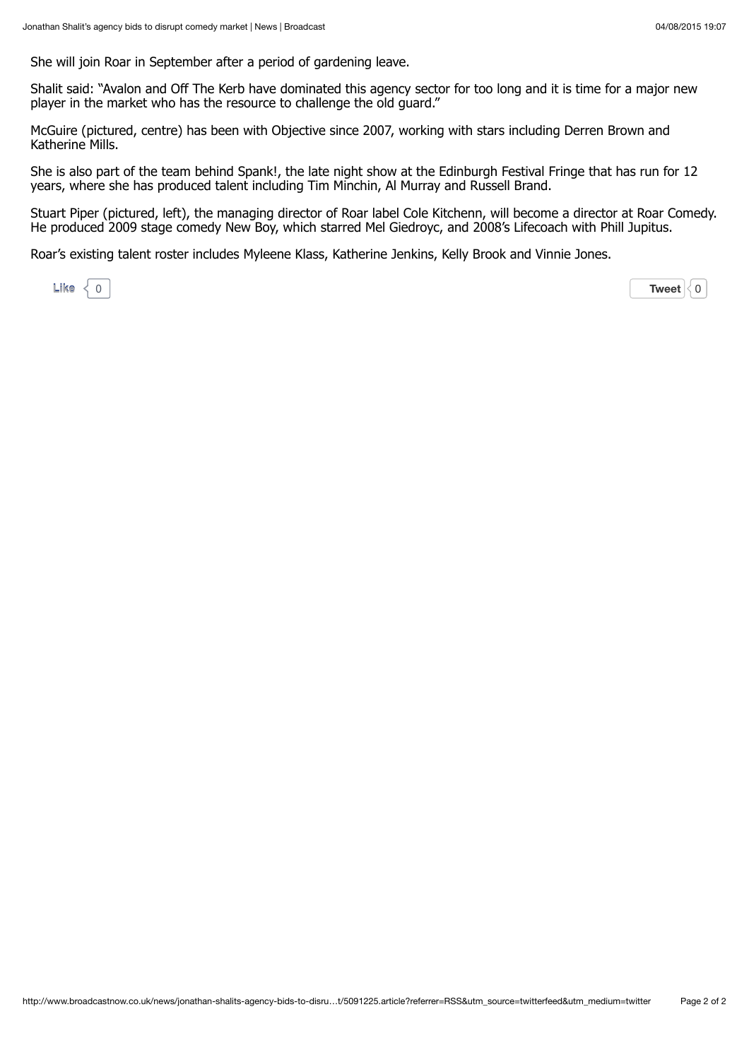She will join Roar in September after a period of gardening leave.

Shalit said: "Avalon and Off The Kerb have dominated this agency sector for too long and it is time for a major new player in the market who has the resource to challenge the old guard."

McGuire (pictured, centre) has been with Objective since 2007, working with stars including Derren Brown and Katherine Mills.

She is also part of the team behind Spank!, the late night show at the Edinburgh Festival Fringe that has run for 12 years, where she has produced talent including Tim Minchin, Al Murray and Russell Brand.

Stuart Piper (pictured, left), the managing director of Roar label Cole Kitchenn, will become a director at Roar Comedy. He produced 2009 stage comedy New Boy, which starred Mel Giedroyc, and 2008's Lifecoach with Phill Jupitus.

Roar's existing talent roster includes Myleene Klass, Katherine Jenkins, Kelly Brook and Vinnie Jones.

Like 0

Tweet 0